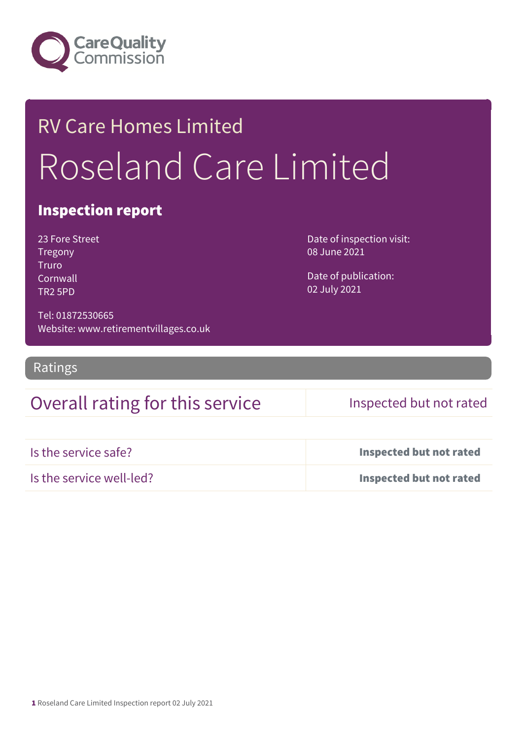Care Quality Commission

# RV Care Homes Limited

# Roseland Care Limited

## Inspection report

23 Fore Street
Tregony
Truro
Cornwall
TR2 5PD

Tel: 01872530665
Website: www.retirementvillages.co.uk

Date of inspection visit:
08 June 2021

Date of publication:
02 July 2021

## Ratings

| Overall rating for this service | Inspected but not rated |
| --- | --- |
| Is the service safe? | **Inspected but not rated** |
| Is the service well-led? | **Inspected but not rated** |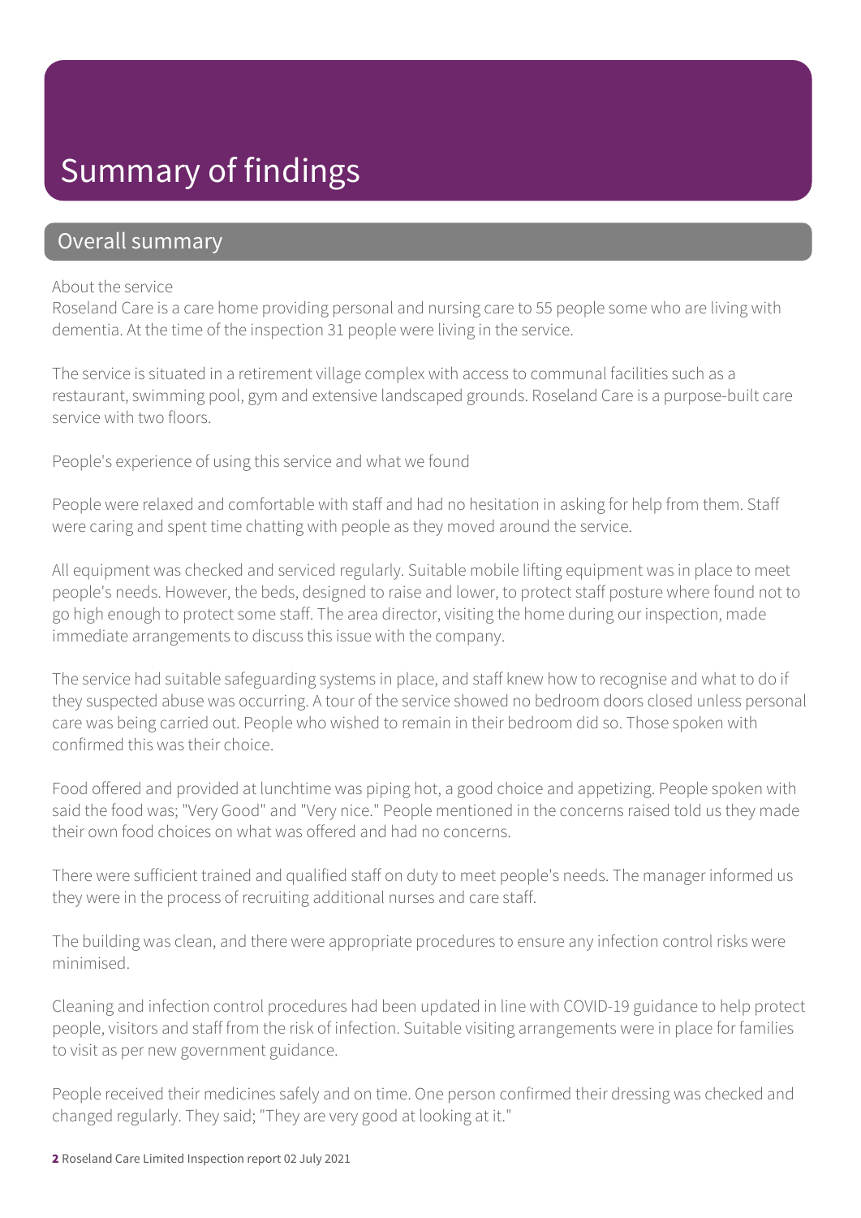# Summary of findings

## Overall summary

About the service

Roseland Care is a care home providing personal and nursing care to 55 people some who are living with dementia. At the time of the inspection 31 people were living in the service.

The service is situated in a retirement village complex with access to communal facilities such as a restaurant, swimming pool, gym and extensive landscaped grounds. Roseland Care is a purpose-built care service with two floors.

People's experience of using this service and what we found

People were relaxed and comfortable with staff and had no hesitation in asking for help from them. Staff were caring and spent time chatting with people as they moved around the service.

All equipment was checked and serviced regularly. Suitable mobile lifting equipment was in place to meet people's needs. However, the beds, designed to raise and lower, to protect staff posture where found not to go high enough to protect some staff. The area director, visiting the home during our inspection, made immediate arrangements to discuss this issue with the company.

The service had suitable safeguarding systems in place, and staff knew how to recognise and what to do if they suspected abuse was occurring. A tour of the service showed no bedroom doors closed unless personal care was being carried out. People who wished to remain in their bedroom did so. Those spoken with confirmed this was their choice.

Food offered and provided at lunchtime was piping hot, a good choice and appetizing. People spoken with said the food was; "Very Good" and "Very nice." People mentioned in the concerns raised told us they made their own food choices on what was offered and had no concerns.

There were sufficient trained and qualified staff on duty to meet people's needs. The manager informed us they were in the process of recruiting additional nurses and care staff.

The building was clean, and there were appropriate procedures to ensure any infection control risks were minimised.

Cleaning and infection control procedures had been updated in line with COVID-19 guidance to help protect people, visitors and staff from the risk of infection. Suitable visiting arrangements were in place for families to visit as per new government guidance.

People received their medicines safely and on time. One person confirmed their dressing was checked and changed regularly. They said; "They are very good at looking at it."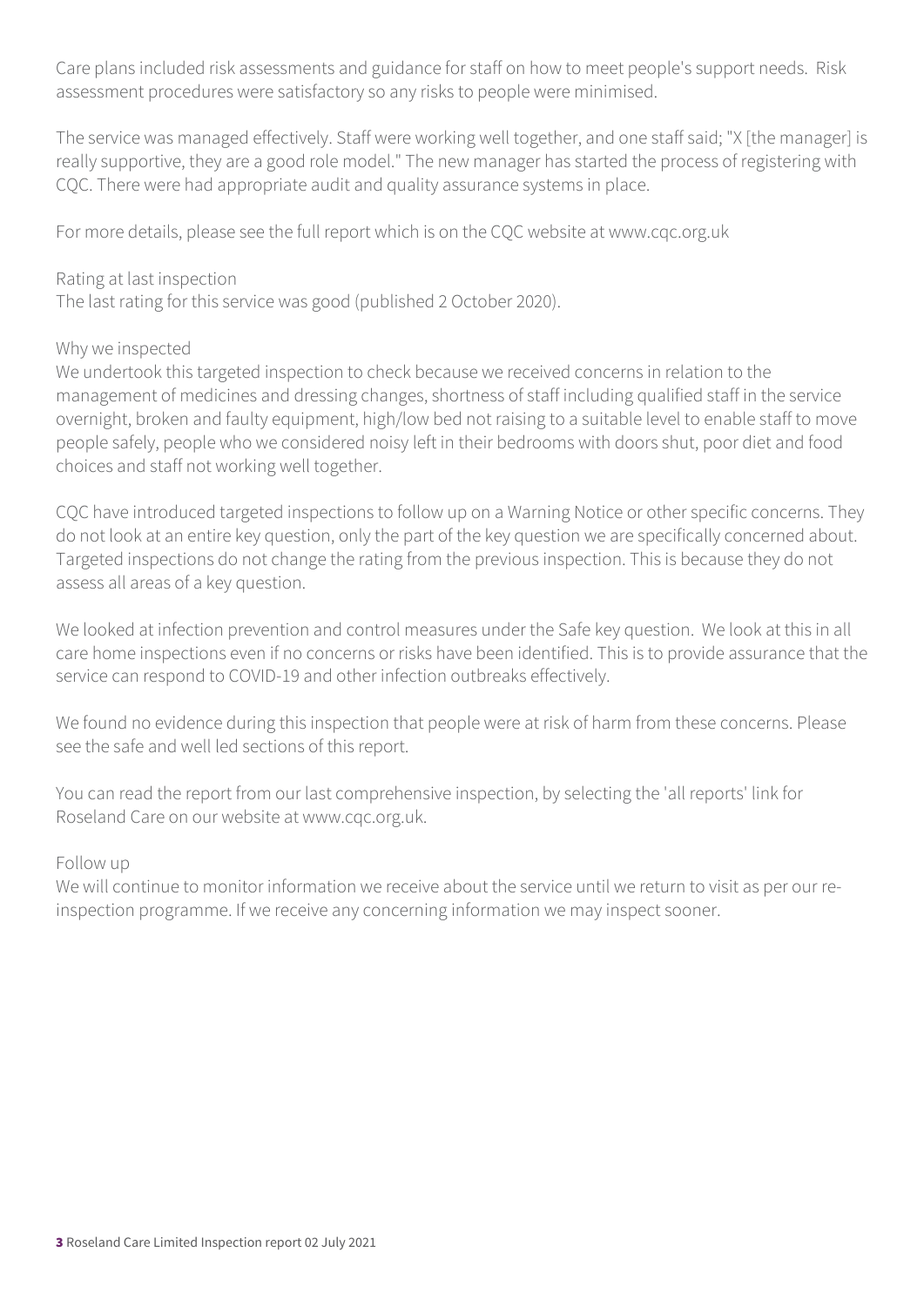Care plans included risk assessments and guidance for staff on how to meet people's support needs. Risk assessment procedures were satisfactory so any risks to people were minimised.

The service was managed effectively. Staff were working well together, and one staff said; "X [the manager] is really supportive, they are a good role model." The new manager has started the process of registering with CQC. There were had appropriate audit and quality assurance systems in place.

For more details, please see the full report which is on the CQC website at www.cqc.org.uk

Rating at last inspection

The last rating for this service was good (published 2 October 2020).

Why we inspected

We undertook this targeted inspection to check because we received concerns in relation to the management of medicines and dressing changes, shortness of staff including qualified staff in the service overnight, broken and faulty equipment, high/low bed not raising to a suitable level to enable staff to move people safely, people who we considered noisy left in their bedrooms with doors shut, poor diet and food choices and staff not working well together.

CQC have introduced targeted inspections to follow up on a Warning Notice or other specific concerns. They do not look at an entire key question, only the part of the key question we are specifically concerned about. Targeted inspections do not change the rating from the previous inspection. This is because they do not assess all areas of a key question.

We looked at infection prevention and control measures under the Safe key question. We look at this in all care home inspections even if no concerns or risks have been identified. This is to provide assurance that the service can respond to COVID-19 and other infection outbreaks effectively.

We found no evidence during this inspection that people were at risk of harm from these concerns. Please see the safe and well led sections of this report.

You can read the report from our last comprehensive inspection, by selecting the 'all reports' link for Roseland Care on our website at www.cqc.org.uk.

Follow up

We will continue to monitor information we receive about the service until we return to visit as per our re-inspection programme. If we receive any concerning information we may inspect sooner.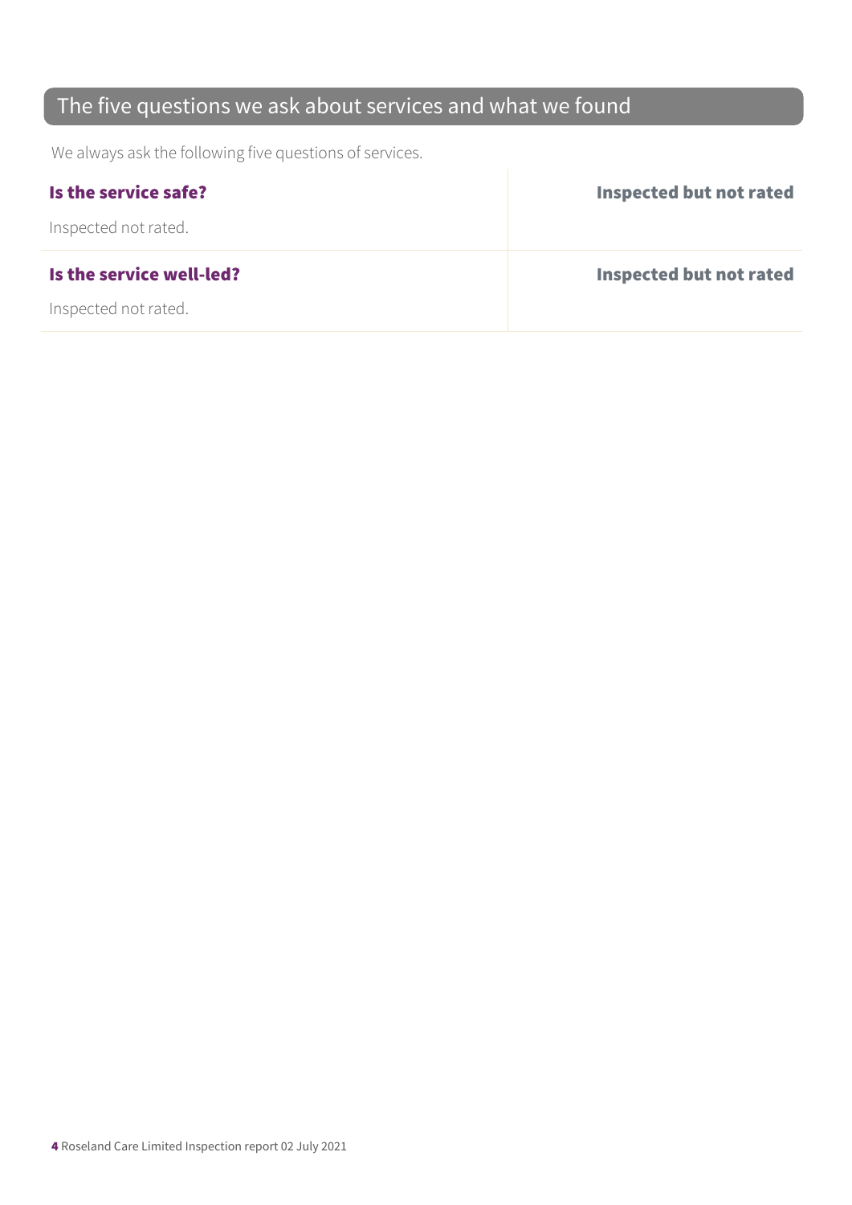## The five questions we ask about services and what we found

We always ask the following five questions of services.

| | |
|---|---|
| **Is the service safe?**<br><br>Inspected not rated. | **Inspected but not rated** |
| **Is the service well-led?**<br><br>Inspected not rated. | **Inspected but not rated** |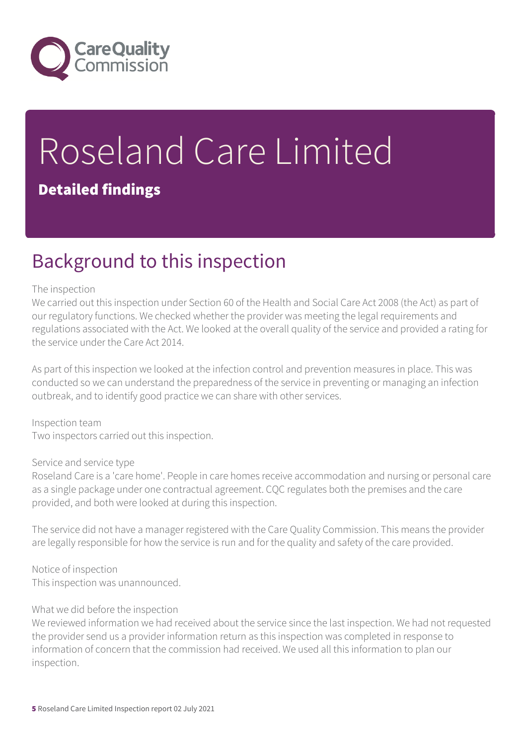# Roseland Care Limited

**Detailed findings**

## Background to this inspection

The inspection
We carried out this inspection under Section 60 of the Health and Social Care Act 2008 (the Act) as part of our regulatory functions. We checked whether the provider was meeting the legal requirements and regulations associated with the Act. We looked at the overall quality of the service and provided a rating for the service under the Care Act 2014.

As part of this inspection we looked at the infection control and prevention measures in place. This was conducted so we can understand the preparedness of the service in preventing or managing an infection outbreak, and to identify good practice we can share with other services.

Inspection team
Two inspectors carried out this inspection.

Service and service type
Roseland Care is a 'care home'. People in care homes receive accommodation and nursing or personal care as a single package under one contractual agreement. CQC regulates both the premises and the care provided, and both were looked at during this inspection.

The service did not have a manager registered with the Care Quality Commission. This means the provider are legally responsible for how the service is run and for the quality and safety of the care provided.

Notice of inspection
This inspection was unannounced.

What we did before the inspection
We reviewed information we had received about the service since the last inspection. We had not requested the provider send us a provider information return as this inspection was completed in response to information of concern that the commission had received. We used all this information to plan our inspection.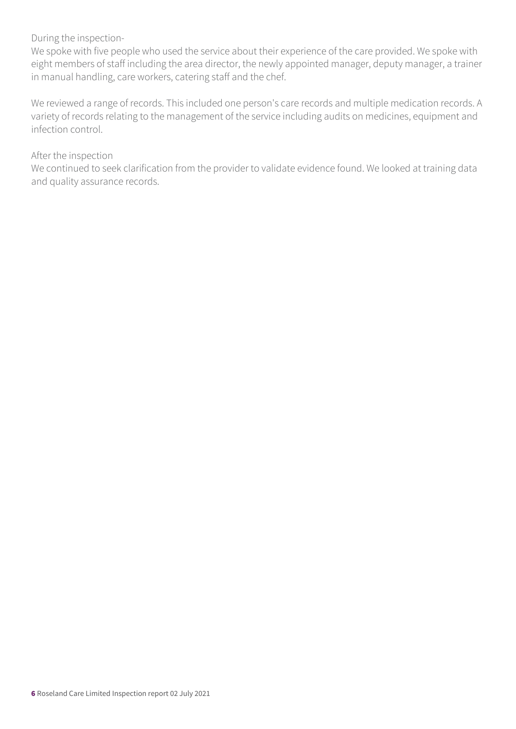During the inspection-

We spoke with five people who used the service about their experience of the care provided. We spoke with eight members of staff including the area director, the newly appointed manager, deputy manager, a trainer in manual handling, care workers, catering staff and the chef.

We reviewed a range of records. This included one person's care records and multiple medication records. A variety of records relating to the management of the service including audits on medicines, equipment and infection control.

After the inspection

We continued to seek clarification from the provider to validate evidence found. We looked at training data and quality assurance records.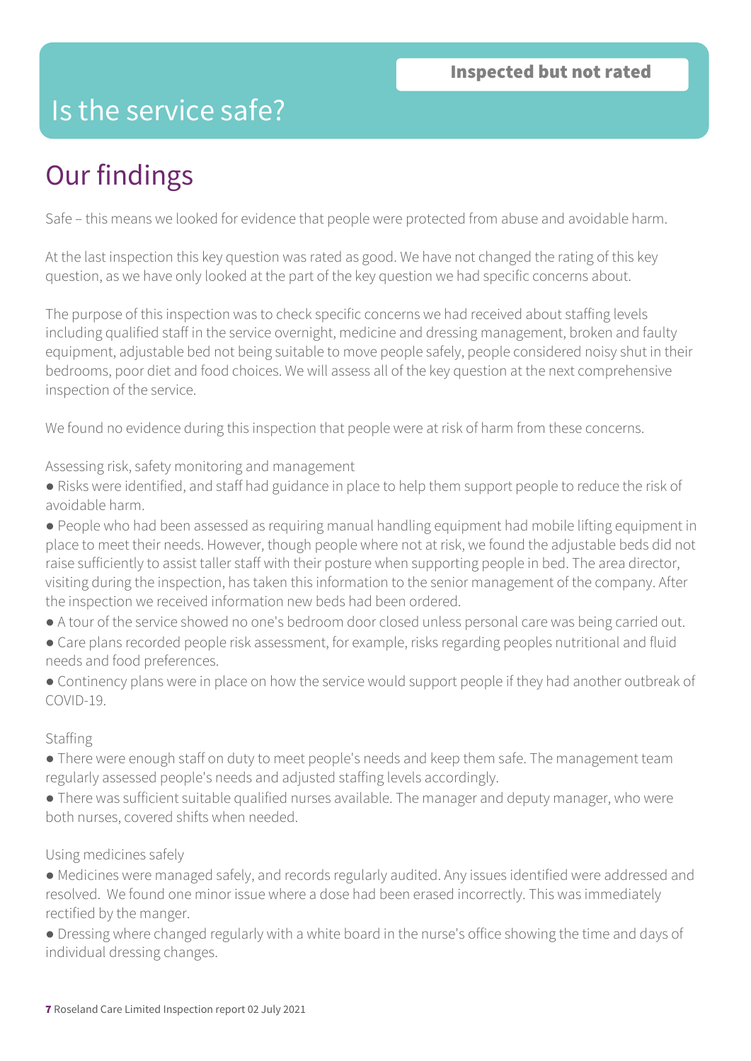**Inspected but not rated**

# Is the service safe?

## Our findings

Safe – this means we looked for evidence that people were protected from abuse and avoidable harm.

At the last inspection this key question was rated as good. We have not changed the rating of this key question, as we have only looked at the part of the key question we had specific concerns about.

The purpose of this inspection was to check specific concerns we had received about staffing levels including qualified staff in the service overnight, medicine and dressing management, broken and faulty equipment, adjustable bed not being suitable to move people safely, people considered noisy shut in their bedrooms, poor diet and food choices. We will assess all of the key question at the next comprehensive inspection of the service.

We found no evidence during this inspection that people were at risk of harm from these concerns.

Assessing risk, safety monitoring and management

- Risks were identified, and staff had guidance in place to help them support people to reduce the risk of avoidable harm.
- People who had been assessed as requiring manual handling equipment had mobile lifting equipment in place to meet their needs. However, though people where not at risk, we found the adjustable beds did not raise sufficiently to assist taller staff with their posture when supporting people in bed. The area director, visiting during the inspection, has taken this information to the senior management of the company. After the inspection we received information new beds had been ordered.
- A tour of the service showed no one's bedroom door closed unless personal care was being carried out.
- Care plans recorded people risk assessment, for example, risks regarding peoples nutritional and fluid needs and food preferences.
- Continency plans were in place on how the service would support people if they had another outbreak of COVID-19.

Staffing

- There were enough staff on duty to meet people's needs and keep them safe. The management team regularly assessed people's needs and adjusted staffing levels accordingly.
- There was sufficient suitable qualified nurses available. The manager and deputy manager, who were both nurses, covered shifts when needed.

Using medicines safely

- Medicines were managed safely, and records regularly audited. Any issues identified were addressed and resolved. We found one minor issue where a dose had been erased incorrectly. This was immediately rectified by the manger.
- Dressing where changed regularly with a white board in the nurse's office showing the time and days of individual dressing changes.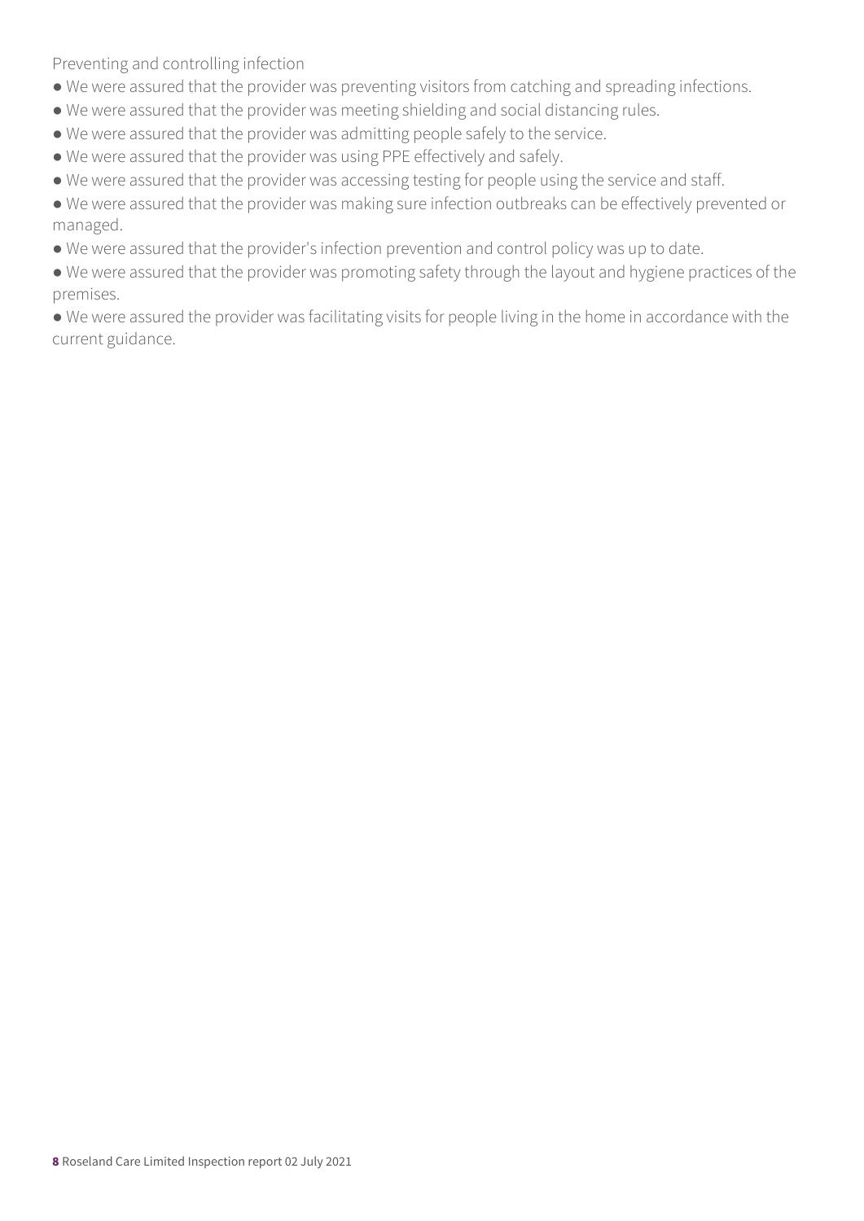Preventing and controlling infection

- We were assured that the provider was preventing visitors from catching and spreading infections.
- We were assured that the provider was meeting shielding and social distancing rules.
- We were assured that the provider was admitting people safely to the service.
- We were assured that the provider was using PPE effectively and safely.
- We were assured that the provider was accessing testing for people using the service and staff.
- We were assured that the provider was making sure infection outbreaks can be effectively prevented or managed.
- We were assured that the provider's infection prevention and control policy was up to date.
- We were assured that the provider was promoting safety through the layout and hygiene practices of the premises.
- We were assured the provider was facilitating visits for people living in the home in accordance with the current guidance.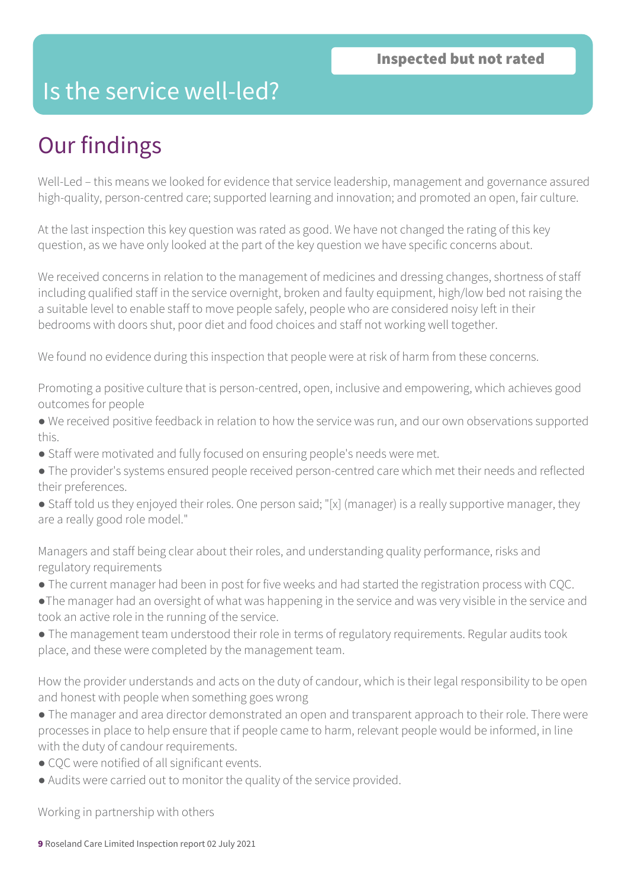Inspected but not rated

# Is the service well-led?

## Our findings

Well-Led – this means we looked for evidence that service leadership, management and governance assured high-quality, person-centred care; supported learning and innovation; and promoted an open, fair culture.

At the last inspection this key question was rated as good. We have not changed the rating of this key question, as we have only looked at the part of the key question we have specific concerns about.

We received concerns in relation to the management of medicines and dressing changes, shortness of staff including qualified staff in the service overnight, broken and faulty equipment, high/low bed not raising the a suitable level to enable staff to move people safely, people who are considered noisy left in their bedrooms with doors shut, poor diet and food choices and staff not working well together.

We found no evidence during this inspection that people were at risk of harm from these concerns.

Promoting a positive culture that is person-centred, open, inclusive and empowering, which achieves good outcomes for people

- We received positive feedback in relation to how the service was run, and our own observations supported this.
- Staff were motivated and fully focused on ensuring people's needs were met.
- The provider's systems ensured people received person-centred care which met their needs and reflected their preferences.
- Staff told us they enjoyed their roles. One person said; "[x] (manager) is a really supportive manager, they are a really good role model."

Managers and staff being clear about their roles, and understanding quality performance, risks and regulatory requirements

- The current manager had been in post for five weeks and had started the registration process with CQC.
- The manager had an oversight of what was happening in the service and was very visible in the service and took an active role in the running of the service.
- The management team understood their role in terms of regulatory requirements. Regular audits took place, and these were completed by the management team.

How the provider understands and acts on the duty of candour, which is their legal responsibility to be open and honest with people when something goes wrong

- The manager and area director demonstrated an open and transparent approach to their role. There were processes in place to help ensure that if people came to harm, relevant people would be informed, in line with the duty of candour requirements.
- CQC were notified of all significant events.
- Audits were carried out to monitor the quality of the service provided.

Working in partnership with others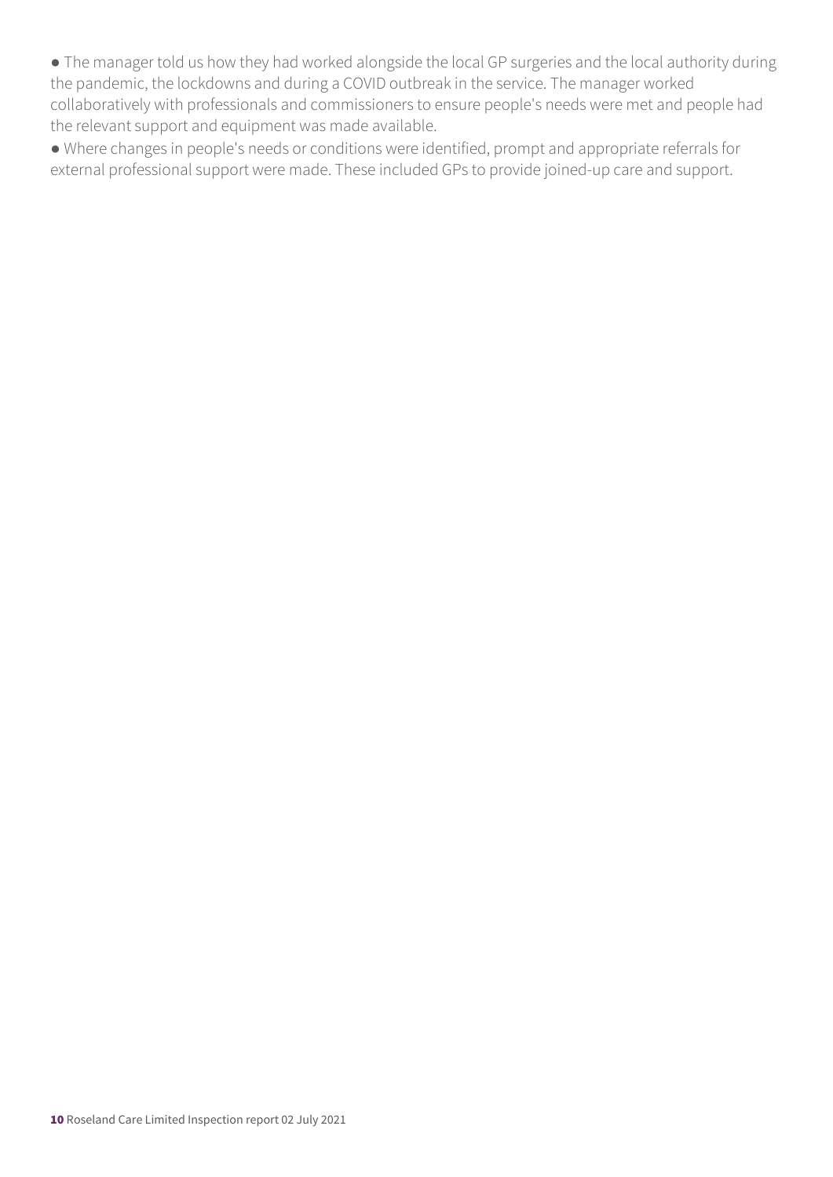- The manager told us how they had worked alongside the local GP surgeries and the local authority during the pandemic, the lockdowns and during a COVID outbreak in the service. The manager worked collaboratively with professionals and commissioners to ensure people's needs were met and people had the relevant support and equipment was made available.
- Where changes in people's needs or conditions were identified, prompt and appropriate referrals for external professional support were made. These included GPs to provide joined-up care and support.